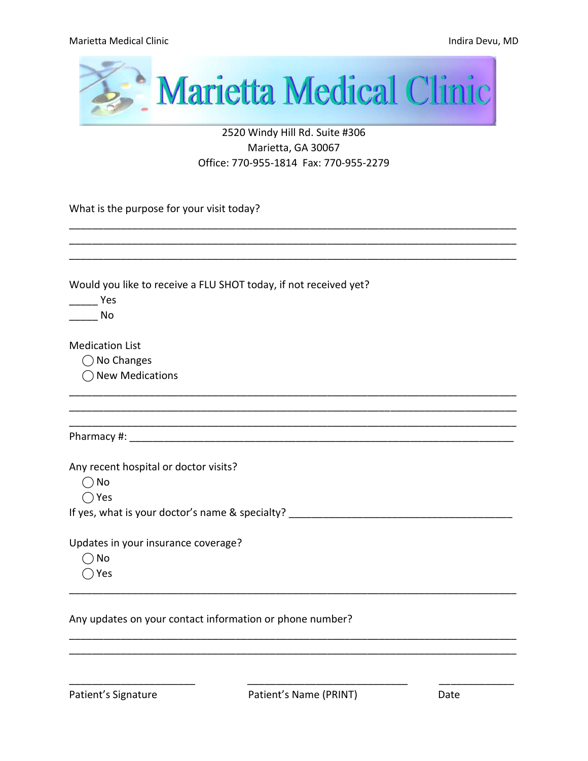# Marietta Medical Clinic

2520 Windy Hill Rd. Suite #306
Marietta, GA 30067
Office: 770-955-1814 Fax: 770-955-2279

What is the purpose for your visit today?

_______________________________________________________________________________
_______________________________________________________________________________
_______________________________________________________________________________

Would you like to receive a FLU SHOT today, if not received yet?

_____ Yes
_____ No

Medication List

- ◯ No Changes
- ◯ New Medications

_______________________________________________________________________________
_______________________________________________________________________________
_______________________________________________________________________________

Pharmacy #: ____________________________________________________________________

Any recent hospital or doctor visits?

- ◯ No
- ◯ Yes

If yes, what is your doctor's name & specialty? _______________________________________

Updates in your insurance coverage?

- ◯ No
- ◯ Yes

_______________________________________________________________________________

Any updates on your contact information or phone number?

_______________________________________________________________________________
_______________________________________________________________________________

______________________ ____________________________ ____________
Patient's Signature Patient's Name (PRINT) Date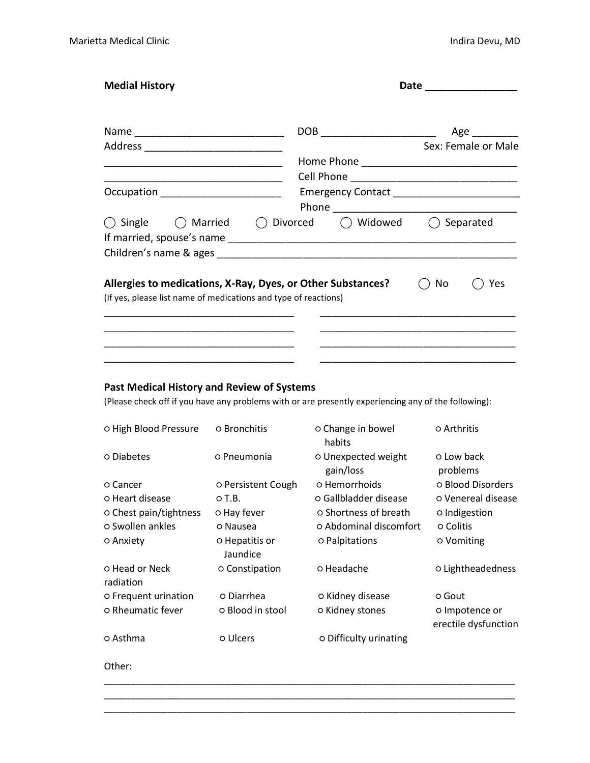Marietta Medical Clinic Indira Devu, MD

**Medial History** **Date ________________**

Name __________________________ DOB ____________________ Age ________

Address ________________________ Sex: Female or Male

________________________________ Home Phone ___________________________

________________________________ Cell Phone _____________________________

Occupation _____________________ Emergency Contact ______________________

Phone ________________________________

◯ Single ◯ Married ◯ Divorced ◯ Widowed ◯ Separated

If married, spouse's name ____________________________________________________

Children's name & ages ______________________________________________________

**Allergies to medications, X-Ray, Dyes, or Other Substances?** ◯ No ◯ Yes

(If yes, please list name of medications and type of reactions)

__________________________________ ___________________________________

__________________________________ ___________________________________

__________________________________ ___________________________________

__________________________________ ___________________________________

**Past Medical History and Review of Systems**

(Please check off if you have any problems with or are presently experiencing any of the following):

| | | | |
|---|---|---|---|
| ○ High Blood Pressure | ○ Bronchitis | ○ Change in bowel habits | ○ Arthritis |
| ○ Diabetes | ○ Pneumonia | ○ Unexpected weight gain/loss | ○ Low back problems |
| ○ Cancer | ○ Persistent Cough | ○ Hemorrhoids | ○ Blood Disorders |
| ○ Heart disease | ○ T.B. | ○ Gallbladder disease | ○ Venereal disease |
| ○ Chest pain/tightness | ○ Hay fever | ○ Shortness of breath | ○ Indigestion |
| ○ Swollen ankles | ○ Nausea | ○ Abdominal discomfort | ○ Colitis |
| ○ Anxiety | ○ Hepatitis or Jaundice | ○ Palpitations | ○ Vomiting |
| ○ Head or Neck radiation | ○ Constipation | ○ Headache | ○ Lightheadedness |
| ○ Frequent urination | ○ Diarrhea | ○ Kidney disease | ○ Gout |
| ○ Rheumatic fever | ○ Blood in stool | ○ Kidney stones | ○ Impotence or erectile dysfunction |
| ○ Asthma | ○ Ulcers | ○ Difficulty urinating | |

Other:

___________________________________________________________________________

___________________________________________________________________________

___________________________________________________________________________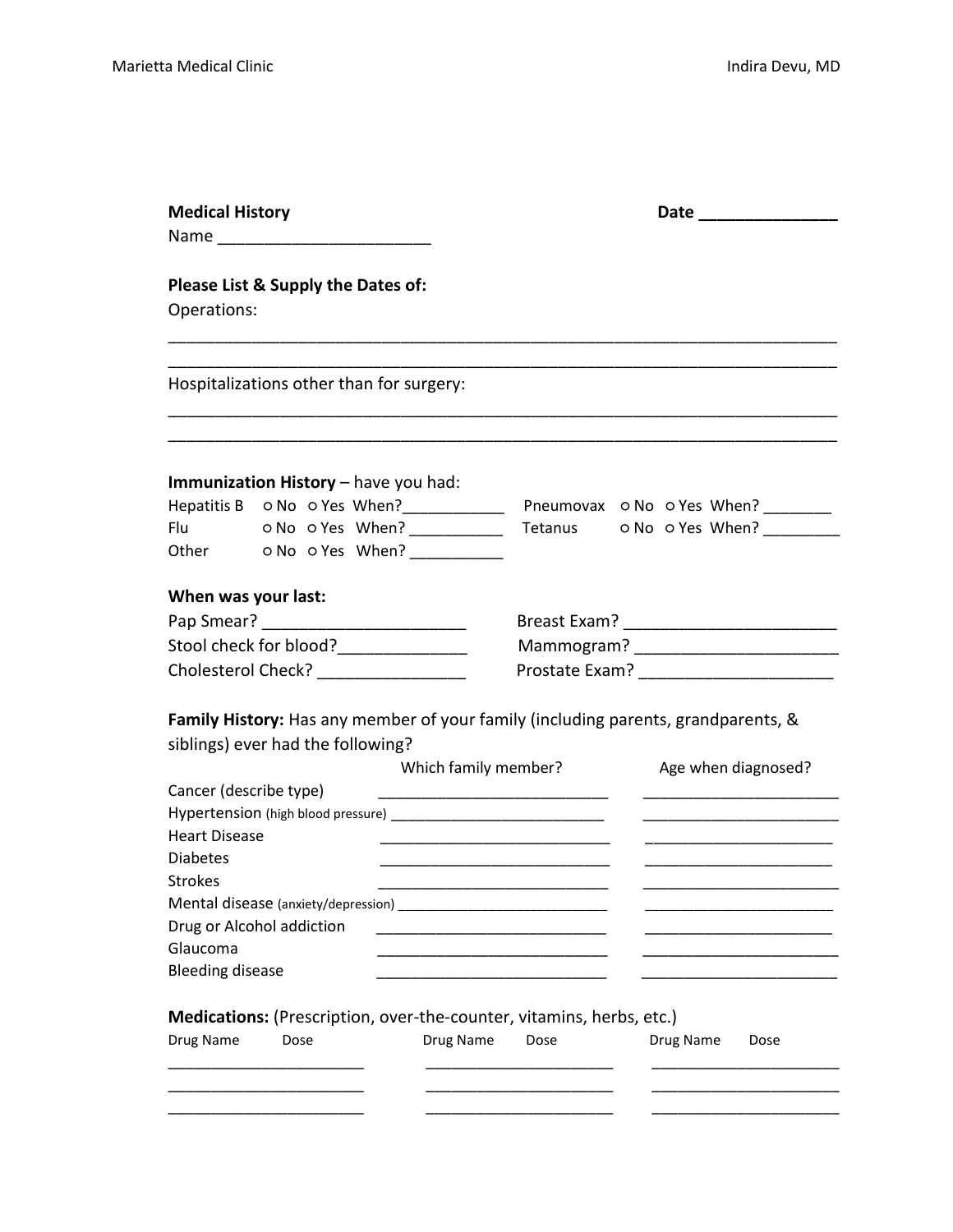**Medical History** **Date _______________**

Name _______________________

**Please List & Supply the Dates of:**

Operations:

___________________________________________________________________________

___________________________________________________________________________

Hospitalizations other than for surgery:

___________________________________________________________________________

___________________________________________________________________________

**Immunization History** – have you had:

| | | | | | |
|---|---|---|---|---|---|
| Hepatitis B | ○ No ○ Yes | When?____________ | Pneumovax | ○ No ○ Yes | When? ________ |
| Flu | ○ No ○ Yes | When? ___________ | Tetanus | ○ No ○ Yes | When? _________ |
| Other | ○ No ○ Yes | When? ___________ | | | |

**When was your last:**

| | |
|---|---|
| Pap Smear? ______________________ | Breast Exam? _______________________ |
| Stool check for blood?______________ | Mammogram? ______________________ |
| Cholesterol Check? ________________ | Prostate Exam? _____________________ |

**Family History:** Has any member of your family (including parents, grandparents, & siblings) ever had the following?

| | Which family member? | Age when diagnosed? |
|---|---|---|
| Cancer (describe type) | ___________________________ | ______________________ |
| Hypertension (high blood pressure) | ___________________________ | ______________________ |
| Heart Disease | ___________________________ | ______________________ |
| Diabetes | ___________________________ | ______________________ |
| Strokes | ___________________________ | ______________________ |
| Mental disease (anxiety/depression) | ___________________________ | ______________________ |
| Drug or Alcohol addiction | ___________________________ | ______________________ |
| Glaucoma | ___________________________ | ______________________ |
| Bleeding disease | ___________________________ | ______________________ |

**Medications:** (Prescription, over-the-counter, vitamins, herbs, etc.)

| Drug Name | Dose | Drug Name | Dose | Drug Name | Dose |
|---|---|---|---|---|---|
| ___________ | ___________ | ___________ | ___________ | ___________ | ___________ |
| ___________ | ___________ | ___________ | ___________ | ___________ | ___________ |
| ___________ | ___________ | ___________ | ___________ | ___________ | ___________ |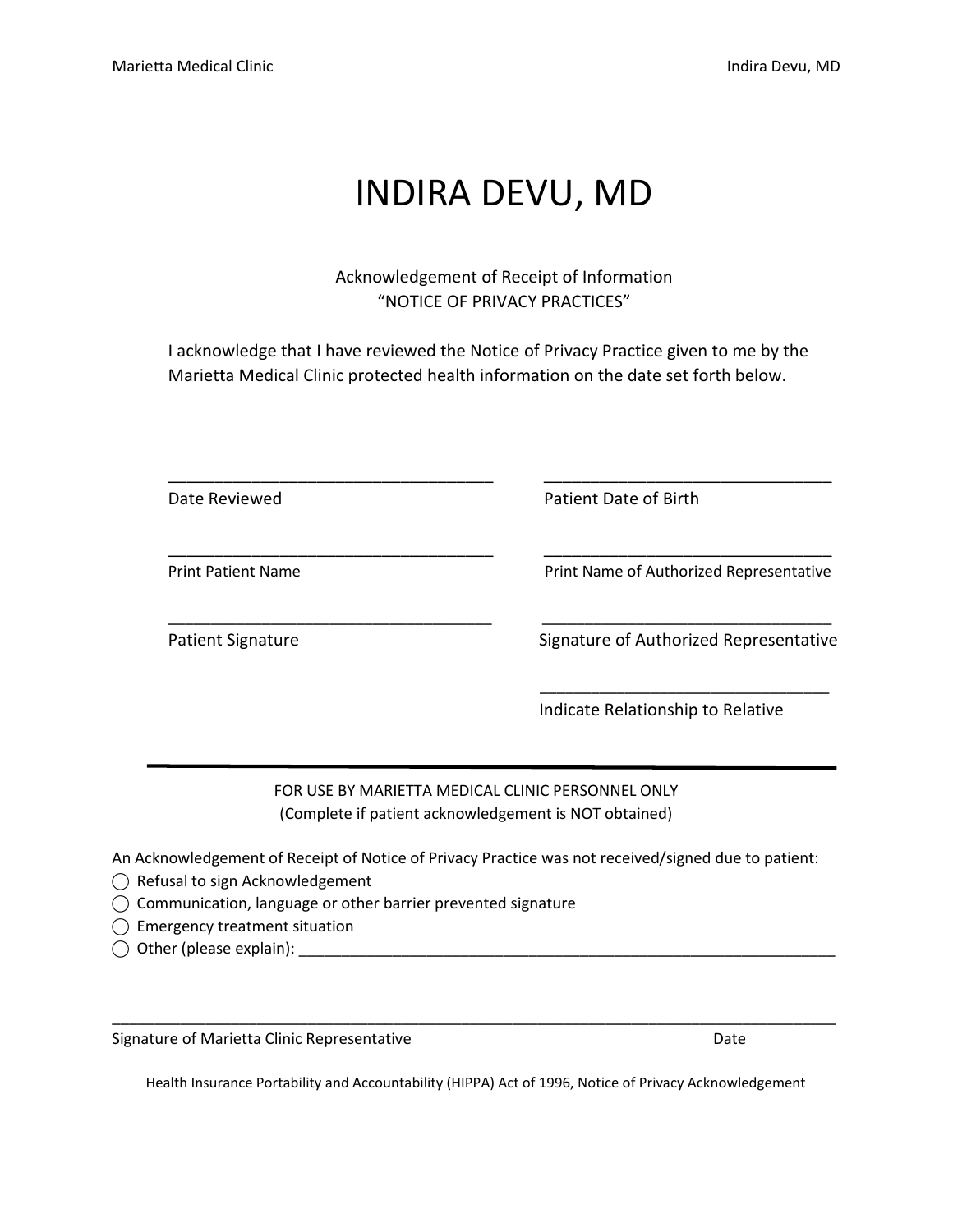# INDIRA DEVU, MD

Acknowledgement of Receipt of Information
"NOTICE OF PRIVACY PRACTICES"

I acknowledge that I have reviewed the Notice of Privacy Practice given to me by the Marietta Medical Clinic protected health information on the date set forth below.

| | |
|---|---|
| ___________________________________ | ______________________________ |
| Date Reviewed | Patient Date of Birth |
| ___________________________________ | ______________________________ |
| Print Patient Name | Print Name of Authorized Representative |
| ___________________________________ | ______________________________ |
| Patient Signature | Signature of Authorized Representative |
| | ______________________________ |
| | Indicate Relationship to Relative |

---

FOR USE BY MARIETTA MEDICAL CLINIC PERSONNEL ONLY
(Complete if patient acknowledgement is NOT obtained)

An Acknowledgement of Receipt of Notice of Privacy Practice was not received/signed due to patient:

- ◯ Refusal to sign Acknowledgement
- ◯ Communication, language or other barrier prevented signature
- ◯ Emergency treatment situation
- ◯ Other (please explain): ______________________________________________

___________________________________________________________________________

Signature of Marietta Clinic Representative Date

Health Insurance Portability and Accountability (HIPPA) Act of 1996, Notice of Privacy Acknowledgement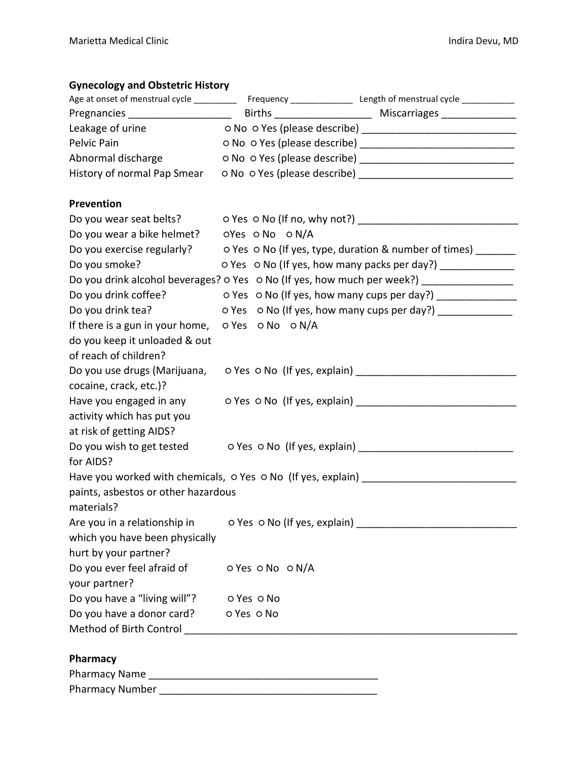## Gynecology and Obstetric History

Age at onset of menstrual cycle _________ Frequency _____________ Length of menstrual cycle ___________

Pregnancies __________________ Births _________________ Miscarriages _____________

Leakage of urine ○ No ○ Yes (please describe) ___________________________

Pelvic Pain ○ No ○ Yes (please describe) ___________________________

Abnormal discharge ○ No ○ Yes (please describe) ___________________________

History of normal Pap Smear ○ No ○ Yes (please describe) ___________________________

## Prevention

Do you wear seat belts? ○ Yes ○ No (If no, why not?) ____________________________

Do you wear a bike helmet? ○Yes ○ No ○ N/A

Do you exercise regularly? ○ Yes ○ No (If yes, type, duration & number of times) _______

Do you smoke? ○ Yes ○ No (If yes, how many packs per day?) _____________

Do you drink alcohol beverages? ○ Yes ○ No (If yes, how much per week?) ________________

Do you drink coffee? ○ Yes ○ No (If yes, how many cups per day?) ______________

Do you drink tea? ○ Yes ○ No (If yes, how many cups per day?) _____________

If there is a gun in your home, do you keep it unloaded & out of reach of children? ○ Yes ○ No ○ N/A

Do you use drugs (Marijuana, cocaine, crack, etc.)? ○ Yes ○ No (If yes, explain) ____________________________

Have you engaged in any activity which has put you at risk of getting AIDS? ○ Yes ○ No (If yes, explain) ____________________________

Do you wish to get tested for AIDS? ○ Yes ○ No (If yes, explain) ___________________________

Have you worked with chemicals, paints, asbestos or other hazardous materials? ○ Yes ○ No (If yes, explain) ___________________________

Are you in a relationship in which you have been physically hurt by your partner? ○ Yes ○ No (If yes, explain) ____________________________

Do you ever feel afraid of your partner? ○ Yes ○ No ○ N/A

Do you have a "living will"? ○ Yes ○ No

Do you have a donor card? ○ Yes ○ No

Method of Birth Control ____________________________________________________________

## Pharmacy

Pharmacy Name ________________________________________

Pharmacy Number ______________________________________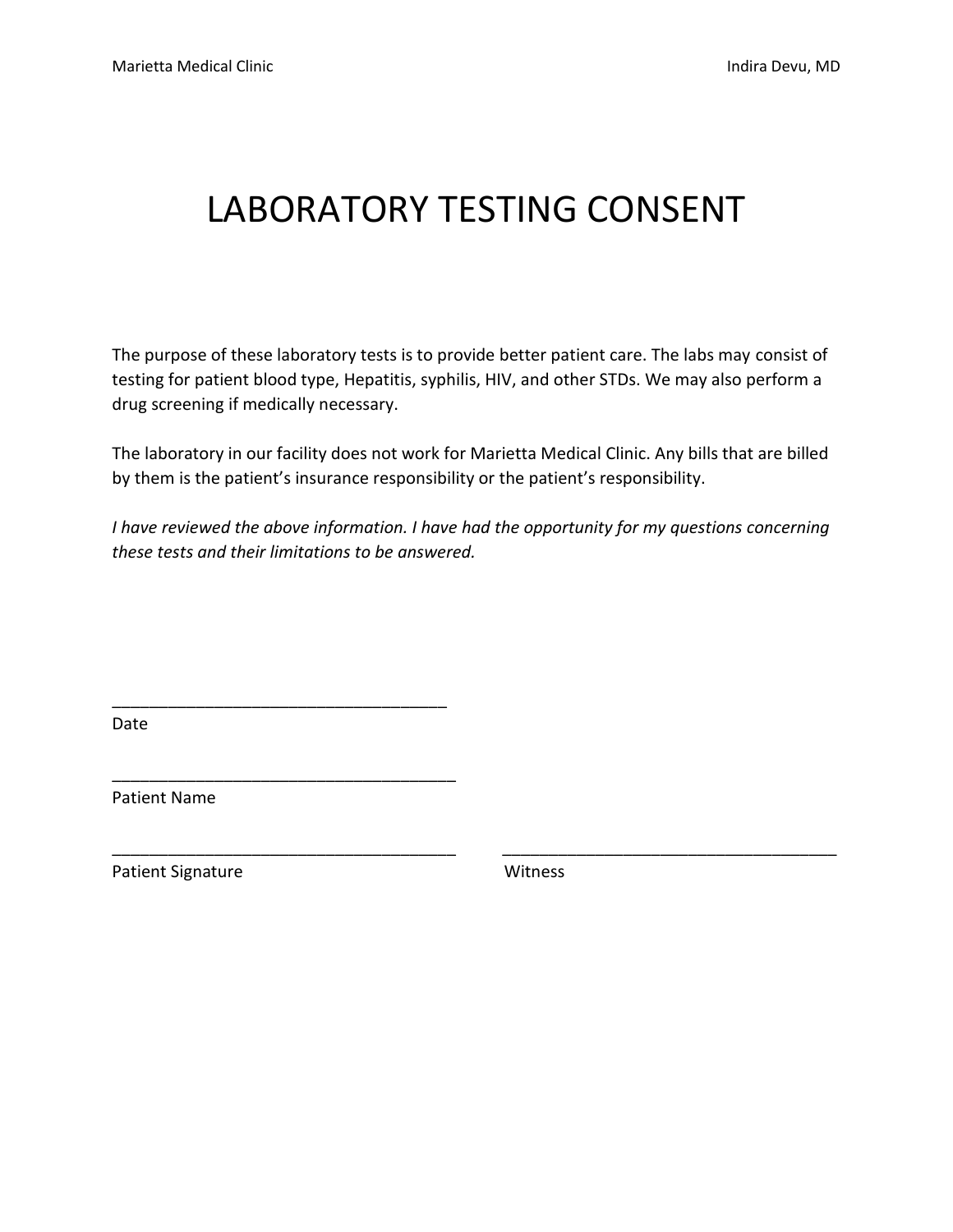# LABORATORY TESTING CONSENT

The purpose of these laboratory tests is to provide better patient care. The labs may consist of testing for patient blood type, Hepatitis, syphilis, HIV, and other STDs. We may also perform a drug screening if medically necessary.

The laboratory in our facility does not work for Marietta Medical Clinic. Any bills that are billed by them is the patient's insurance responsibility or the patient's responsibility.

*I have reviewed the above information. I have had the opportunity for my questions concerning these tests and their limitations to be answered.*

____________________________________
Date

_____________________________________
Patient Name

_____________________________________ _____________________________________
Patient Signature Witness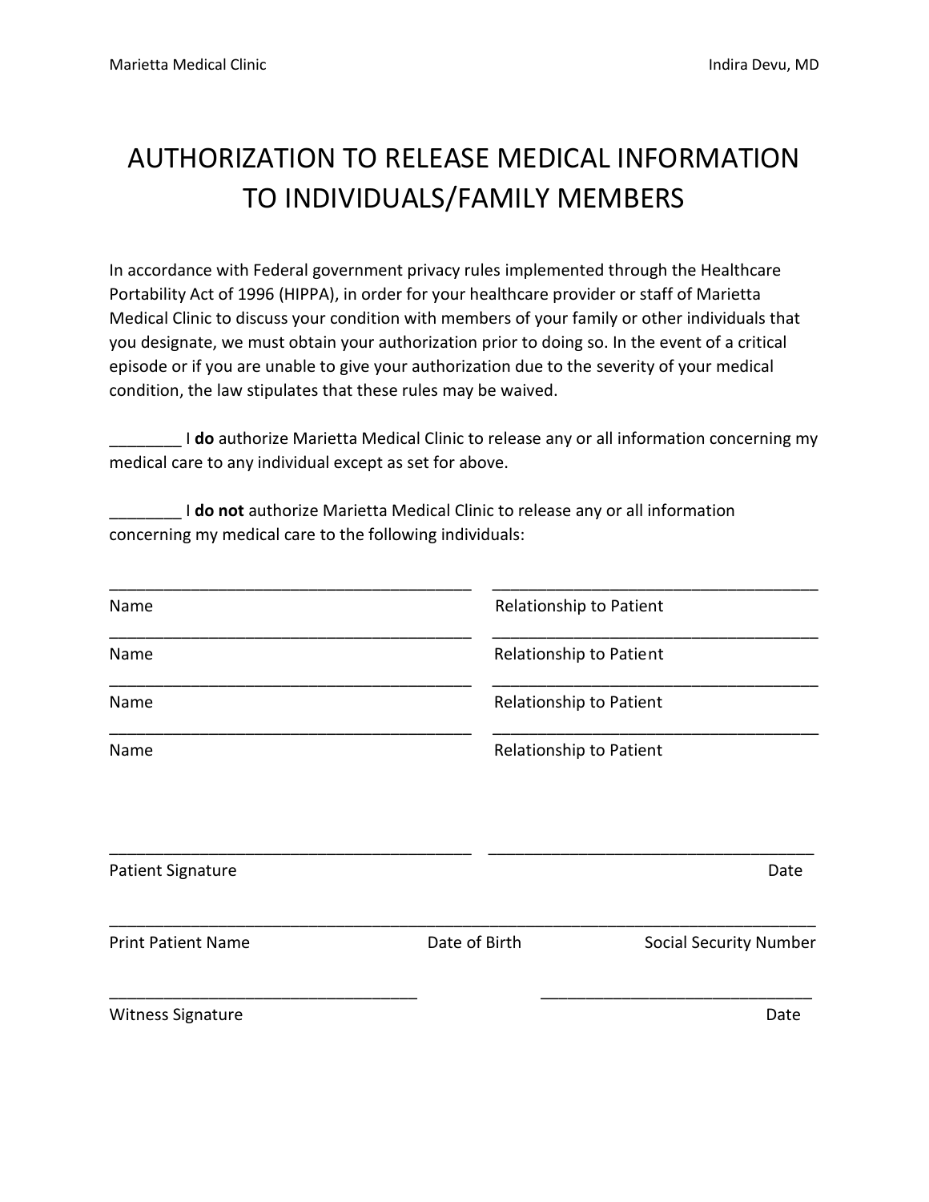# AUTHORIZATION TO RELEASE MEDICAL INFORMATION TO INDIVIDUALS/FAMILY MEMBERS

In accordance with Federal government privacy rules implemented through the Healthcare Portability Act of 1996 (HIPPA), in order for your healthcare provider or staff of Marietta Medical Clinic to discuss your condition with members of your family or other individuals that you designate, we must obtain your authorization prior to doing so. In the event of a critical episode or if you are unable to give your authorization due to the severity of your medical condition, the law stipulates that these rules may be waived.

________ I **do** authorize Marietta Medical Clinic to release any or all information concerning my medical care to any individual except as set for above.

________ I **do not** authorize Marietta Medical Clinic to release any or all information concerning my medical care to the following individuals:

| Name | Relationship to Patient |
|---|---|
| ________________________________________ | ____________________________________ |
| ________________________________________ | ____________________________________ |
| ________________________________________ | ____________________________________ |
| ________________________________________ | ____________________________________ |

________________________________________ ____________________________________

Patient Signature Date

________________________________________________________________________________

Print Patient Name Date of Birth Social Security Number

__________________________________ ______________________________

Witness Signature Date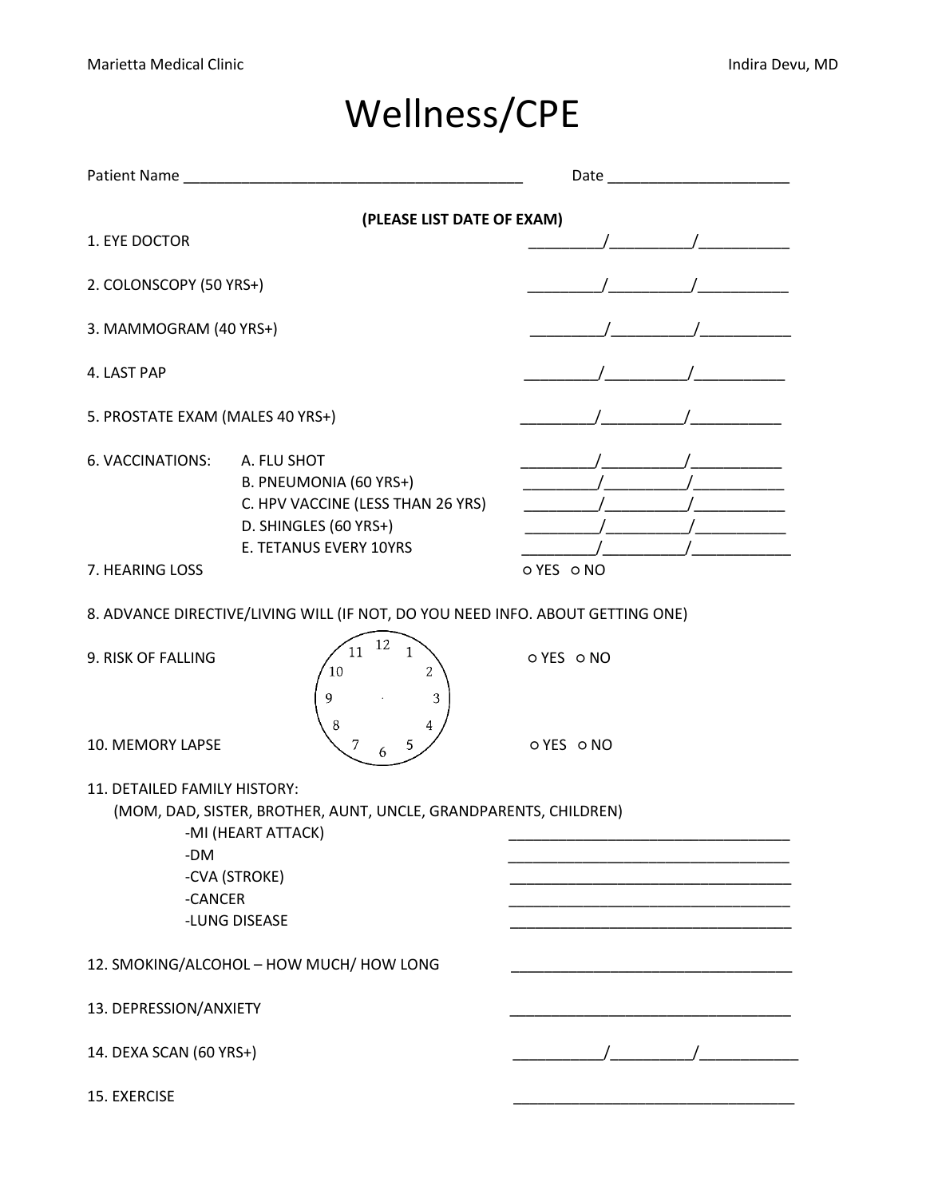Marietta Medical Clinic — Indira Devu, MD

# Wellness/CPE

Patient Name ________________________________________ Date ______________________

**(PLEASE LIST DATE OF EXAM)**

1. EYE DOCTOR _________/__________/___________

2. COLONSCOPY (50 YRS+) _________/__________/___________

3. MAMMOGRAM (40 YRS+) _________/__________/___________

4. LAST PAP _________/__________/___________

5. PROSTATE EXAM (MALES 40 YRS+) _________/__________/___________

6. VACCINATIONS:
   - A. FLU SHOT _________/__________/___________
   - B. PNEUMONIA (60 YRS+) _________/__________/___________
   - C. HPV VACCINE (LESS THAN 26 YRS) _________/__________/___________
   - D. SHINGLES (60 YRS+) _________/__________/___________
   - E. TETANUS EVERY 10YRS _________/__________/___________

7. HEARING LOSS ○ YES ○ NO

8. ADVANCE DIRECTIVE/LIVING WILL (IF NOT, DO YOU NEED INFO. ABOUT GETTING ONE)

9. RISK OF FALLING ○ YES ○ NO

10. MEMORY LAPSE ○ YES ○ NO

11. DETAILED FAMILY HISTORY:
    (MOM, DAD, SISTER, BROTHER, AUNT, UNCLE, GRANDPARENTS, CHILDREN)
    - -MI (HEART ATTACK) __________________________________
    - -DM __________________________________
    - -CVA (STROKE) __________________________________
    - -CANCER __________________________________
    - -LUNG DISEASE __________________________________

12. SMOKING/ALCOHOL – HOW MUCH/ HOW LONG __________________________________

13. DEPRESSION/ANXIETY __________________________________

14. DEXA SCAN (60 YRS+) ___________/__________/____________

15. EXERCISE __________________________________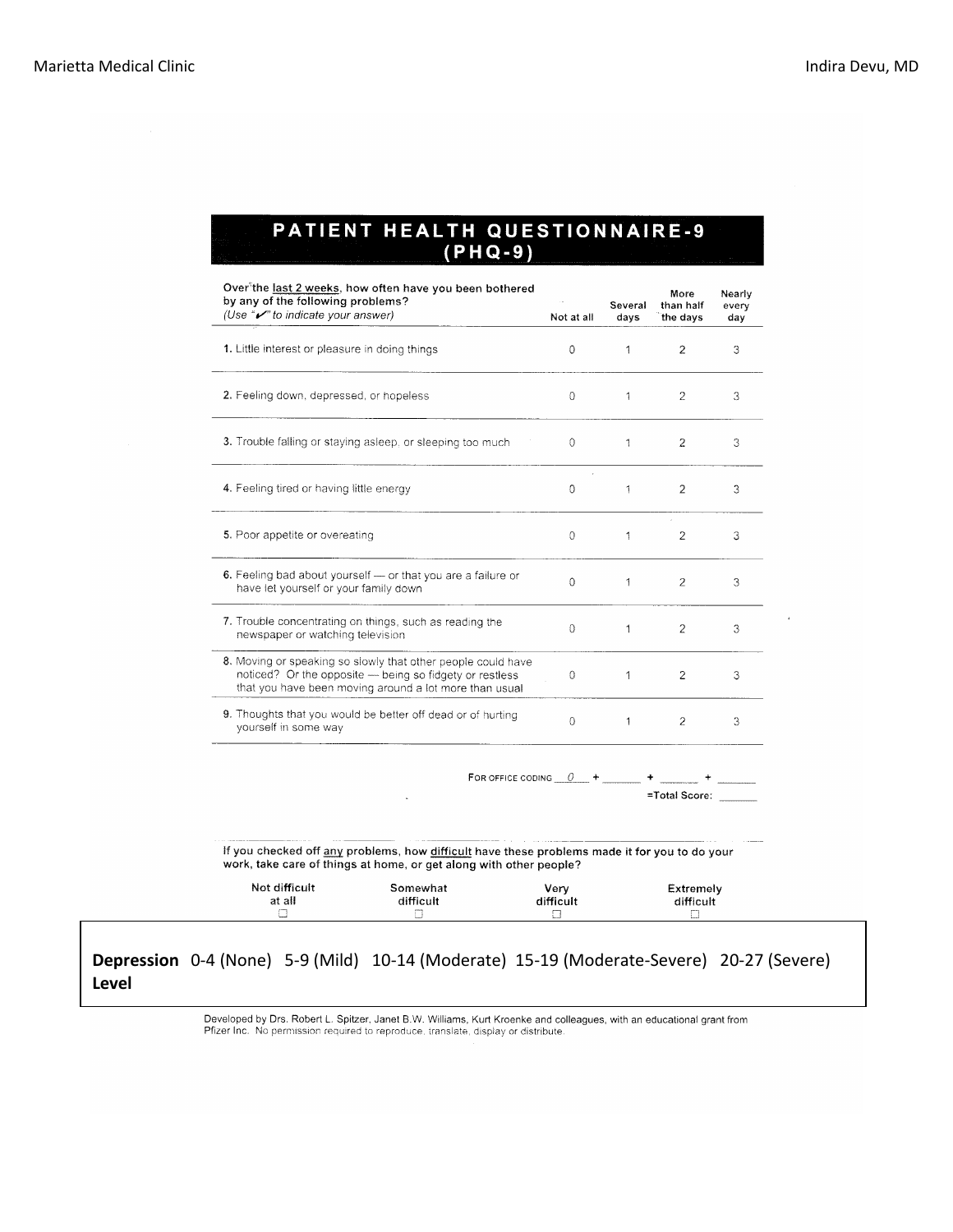Marietta Medical Clinic | Indira Devu, MD

# PATIENT HEALTH QUESTIONNAIRE-9 (PHQ-9)

| Over the last 2 weeks, how often have you been bothered by any of the following problems? *(Use "✔" to indicate your answer)* | Not at all | Several days | More than half the days | Nearly every day |
|---|---|---|---|---|
| 1. Little interest or pleasure in doing things | 0 | 1 | 2 | 3 |
| 2. Feeling down, depressed, or hopeless | 0 | 1 | 2 | 3 |
| 3. Trouble falling or staying asleep, or sleeping too much | 0 | 1 | 2 | 3 |
| 4. Feeling tired or having little energy | 0 | 1 | 2 | 3 |
| 5. Poor appetite or overeating | 0 | 1 | 2 | 3 |
| 6. Feeling bad about yourself — or that you are a failure or have let yourself or your family down | 0 | 1 | 2 | 3 |
| 7. Trouble concentrating on things, such as reading the newspaper or watching television | 0 | 1 | 2 | 3 |
| 8. Moving or speaking so slowly that other people could have noticed? Or the opposite — being so fidgety or restless that you have been moving around a lot more than usual | 0 | 1 | 2 | 3 |
| 9. Thoughts that you would be better off dead or of hurting yourself in some way | 0 | 1 | 2 | 3 |

FOR OFFICE CODING 0 + _____ + _____ + _____

=Total Score: _____

If you checked off any problems, how difficult have these problems made it for you to do your work, take care of things at home, or get along with other people?

| Not difficult at all | Somewhat difficult | Very difficult | Extremely difficult |
|---|---|---|---|
| ☐ | ☐ | ☐ | ☐ |

| **Depression Level** | 0-4 (None) | 5-9 (Mild) | 10-14 (Moderate) | 15-19 (Moderate-Severe) | 20-27 (Severe) |
|---|---|---|---|---|---|

Developed by Drs. Robert L. Spitzer, Janet B.W. Williams, Kurt Kroenke and colleagues, with an educational grant from Pfizer Inc. No permission required to reproduce, translate, display or distribute.